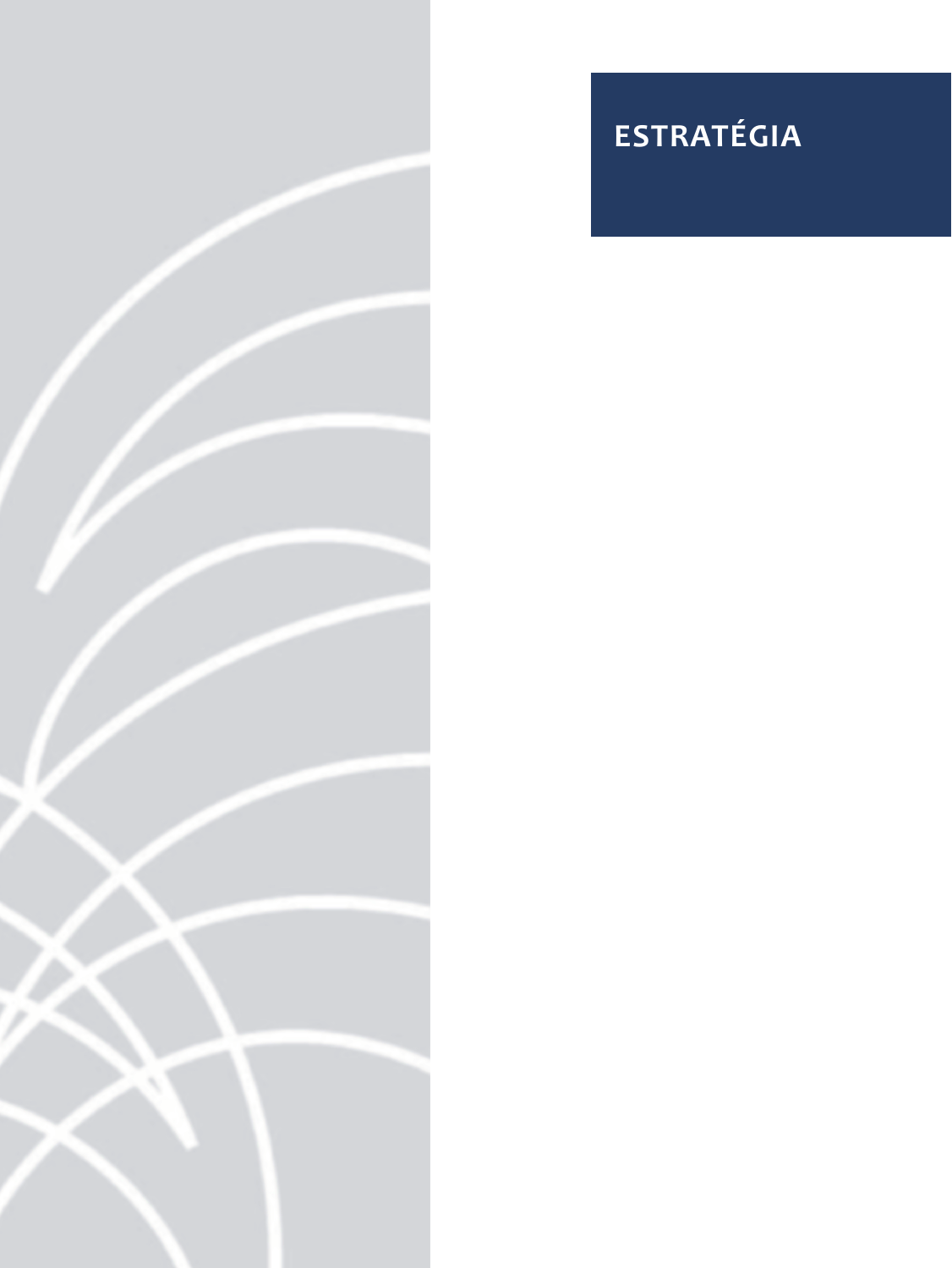# ESTRATÉGIA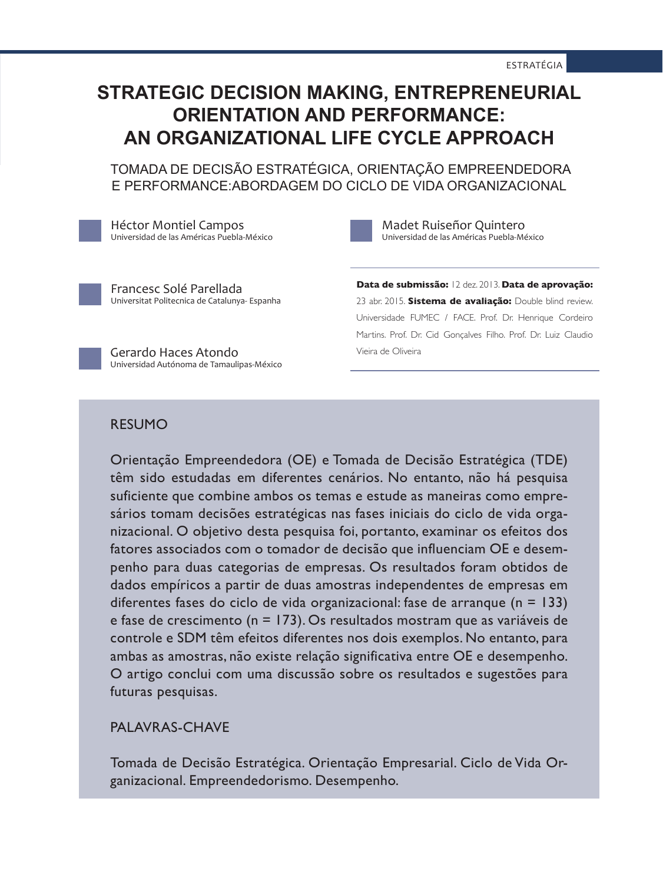# STRATEGIC DECISION MAKING, ENTREPRENEURIAL ORIENTATION AND PERFORMANCE: AN ORGANIZATIONAL LIFE CYCLE APPROACH

## TOMADA DE DECISÃO ESTRATÉGICA, ORIENTAÇÃO EMPREENDEDORA E PERFORMANCE:ABORDAGEM DO CICLO DE VIDA ORGANIZACIONAL

Héctor Montiel Campos
Universidad de las Américas Puebla-México

Francesc Solé Parellada
Universitat Politecnica de Catalunya- Espanha

Gerardo Haces Atondo
Universidad Autónoma de Tamaulipas-México

Madet Ruiseñor Quintero
Universidad de las Américas Puebla-México

**Data de submissão:** 12 dez. 2013. **Data de aprovação:** 23 abr. 2015. **Sistema de avaliação:** Double blind review. Universidade FUMEC / FACE. Prof. Dr. Henrique Cordeiro Martins. Prof. Dr. Cid Gonçalves Filho. Prof. Dr. Luiz Claudio Vieira de Oliveira

### RESUMO

Orientação Empreendedora (OE) e Tomada de Decisão Estratégica (TDE) têm sido estudadas em diferentes cenários. No entanto, não há pesquisa suficiente que combine ambos os temas e estude as maneiras como empresários tomam decisões estratégicas nas fases iniciais do ciclo de vida organizacional. O objetivo desta pesquisa foi, portanto, examinar os efeitos dos fatores associados com o tomador de decisão que influenciam OE e desempenho para duas categorias de empresas. Os resultados foram obtidos de dados empíricos a partir de duas amostras independentes de empresas em diferentes fases do ciclo de vida organizacional: fase de arranque (n = 133) e fase de crescimento (n = 173). Os resultados mostram que as variáveis de controle e SDM têm efeitos diferentes nos dois exemplos. No entanto, para ambas as amostras, não existe relação significativa entre OE e desempenho. O artigo conclui com uma discussão sobre os resultados e sugestões para futuras pesquisas.

### PALAVRAS-CHAVE

Tomada de Decisão Estratégica. Orientação Empresarial. Ciclo de Vida Organizacional. Empreendedorismo. Desempenho.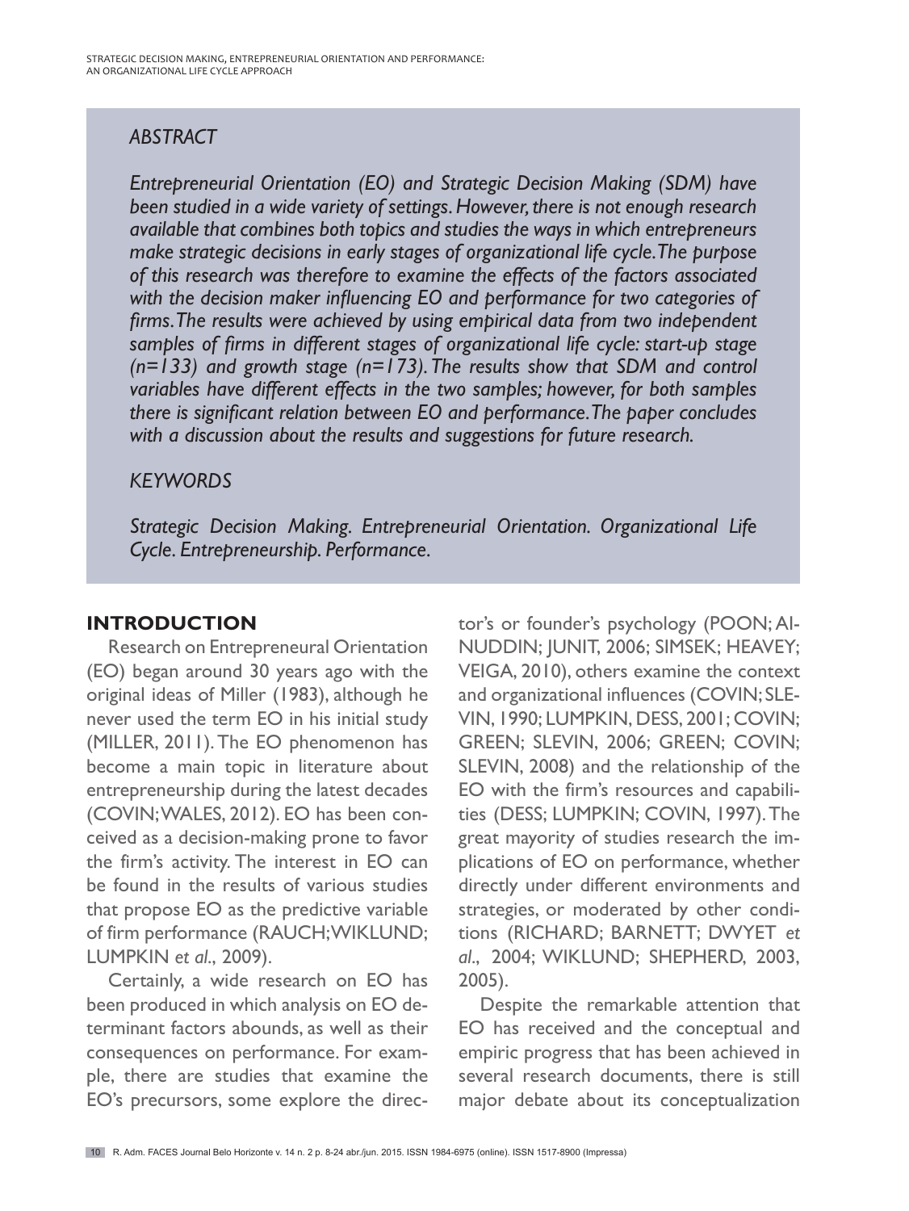## *ABSTRACT*

*Entrepreneurial Orientation (EO) and Strategic Decision Making (SDM) have been studied in a wide variety of settings. However, there is not enough research available that combines both topics and studies the ways in which entrepreneurs make strategic decisions in early stages of organizational life cycle. The purpose of this research was therefore to examine the effects of the factors associated with the decision maker influencing EO and performance for two categories of firms. The results were achieved by using empirical data from two independent samples of firms in different stages of organizational life cycle: start-up stage (n=133) and growth stage (n=173). The results show that SDM and control variables have different effects in the two samples; however, for both samples there is significant relation between EO and performance. The paper concludes with a discussion about the results and suggestions for future research.*

## *KEYWORDS*

*Strategic Decision Making. Entrepreneurial Orientation. Organizational Life Cycle. Entrepreneurship. Performance.*

## INTRODUCTION

Research on Entrepreneural Orientation (EO) began around 30 years ago with the original ideas of Miller (1983), although he never used the term EO in his initial study (MILLER, 2011). The EO phenomenon has become a main topic in literature about entrepreneurship during the latest decades (COVIN; WALES, 2012). EO has been conceived as a decision-making prone to favor the firm's activity. The interest in EO can be found in the results of various studies that propose EO as the predictive variable of firm performance (RAUCH; WIKLUND; LUMPKIN *et al*., 2009).

Certainly, a wide research on EO has been produced in which analysis on EO determinant factors abounds, as well as their consequences on performance. For example, there are studies that examine the EO's precursors, some explore the director's or founder's psychology (POON; AINUDDIN; JUNIT, 2006; SIMSEK; HEAVEY; VEIGA, 2010), others examine the context and organizational influences (COVIN; SLEVIN, 1990; LUMPKIN, DESS, 2001; COVIN; GREEN; SLEVIN, 2006; GREEN; COVIN; SLEVIN, 2008) and the relationship of the EO with the firm's resources and capabilities (DESS; LUMPKIN; COVIN, 1997). The great mayority of studies research the implications of EO on performance, whether directly under different environments and strategies, or moderated by other conditions (RICHARD; BARNETT; DWYET *et al*., 2004; WIKLUND; SHEPHERD, 2003, 2005).

Despite the remarkable attention that EO has received and the conceptual and empiric progress that has been achieved in several research documents, there is still major debate about its conceptualization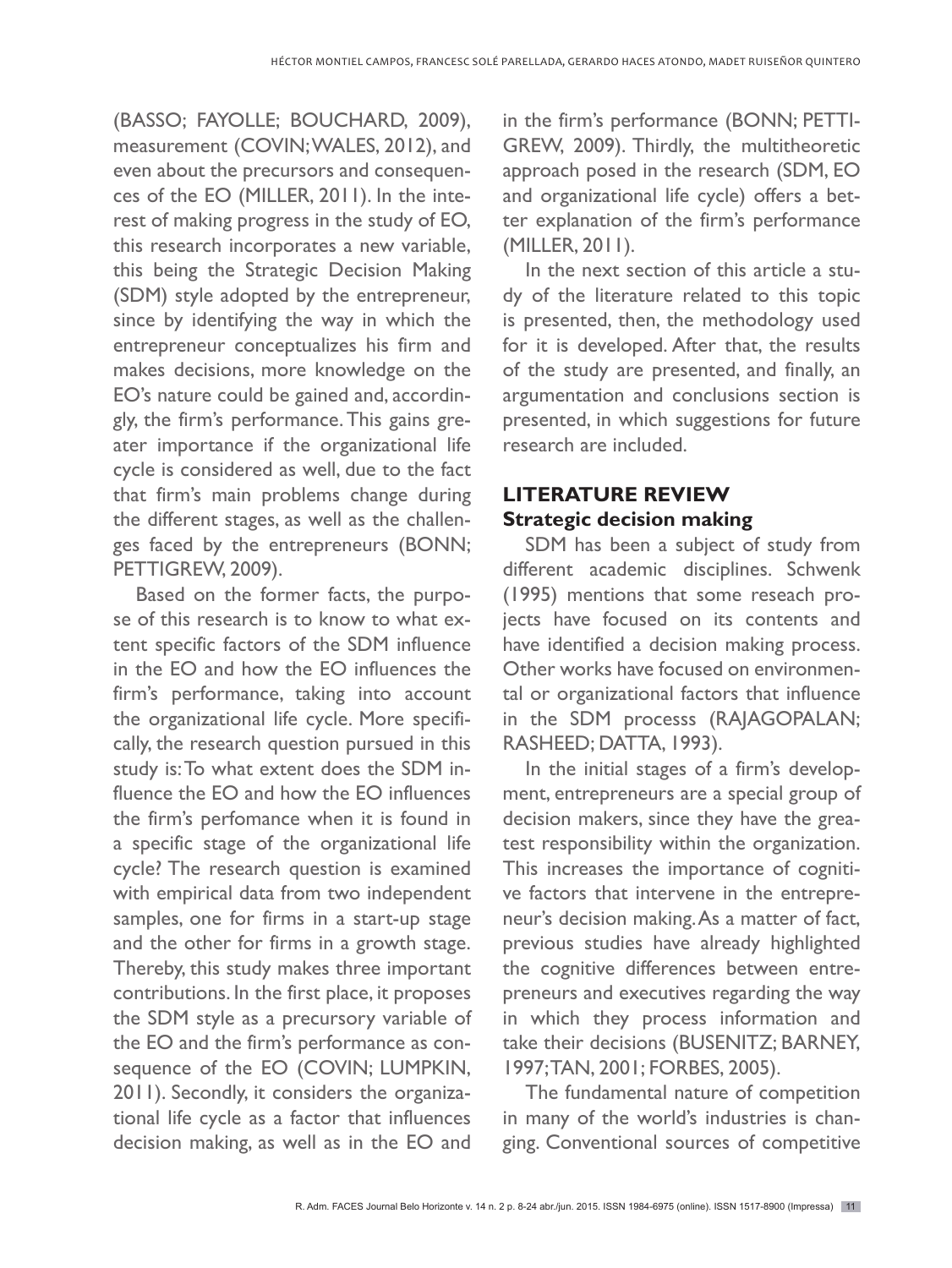(BASSO; FAYOLLE; BOUCHARD, 2009), measurement (COVIN; WALES, 2012), and even about the precursors and consequences of the EO (MILLER, 2011). In the interest of making progress in the study of EO, this research incorporates a new variable, this being the Strategic Decision Making (SDM) style adopted by the entrepreneur, since by identifying the way in which the entrepreneur conceptualizes his firm and makes decisions, more knowledge on the EO's nature could be gained and, accordingly, the firm's performance. This gains greater importance if the organizational life cycle is considered as well, due to the fact that firm's main problems change during the different stages, as well as the challenges faced by the entrepreneurs (BONN; PETTIGREW, 2009).

Based on the former facts, the purpose of this research is to know to what extent specific factors of the SDM influence in the EO and how the EO influences the firm's performance, taking into account the organizational life cycle. More specifically, the research question pursued in this study is: To what extent does the SDM influence the EO and how the EO influences the firm's perfomance when it is found in a specific stage of the organizational life cycle? The research question is examined with empirical data from two independent samples, one for firms in a start-up stage and the other for firms in a growth stage. Thereby, this study makes three important contributions. In the first place, it proposes the SDM style as a precursory variable of the EO and the firm's performance as consequence of the EO (COVIN; LUMPKIN, 2011). Secondly, it considers the organizational life cycle as a factor that influences decision making, as well as in the EO and in the firm's performance (BONN; PETTIGREW, 2009). Thirdly, the multitheoretic approach posed in the research (SDM, EO and organizational life cycle) offers a better explanation of the firm's performance (MILLER, 2011).

In the next section of this article a study of the literature related to this topic is presented, then, the methodology used for it is developed. After that, the results of the study are presented, and finally, an argumentation and conclusions section is presented, in which suggestions for future research are included.

## LITERATURE REVIEW

### Strategic decision making

SDM has been a subject of study from different academic disciplines. Schwenk (1995) mentions that some reseach projects have focused on its contents and have identified a decision making process. Other works have focused on environmental or organizational factors that influence in the SDM processs (RAJAGOPALAN; RASHEED; DATTA, 1993).

In the initial stages of a firm's development, entrepreneurs are a special group of decision makers, since they have the greatest responsibility within the organization. This increases the importance of cognitive factors that intervene in the entrepreneur's decision making. As a matter of fact, previous studies have already highlighted the cognitive differences between entrepreneurs and executives regarding the way in which they process information and take their decisions (BUSENITZ; BARNEY, 1997; TAN, 2001; FORBES, 2005).

The fundamental nature of competition in many of the world's industries is changing. Conventional sources of competitive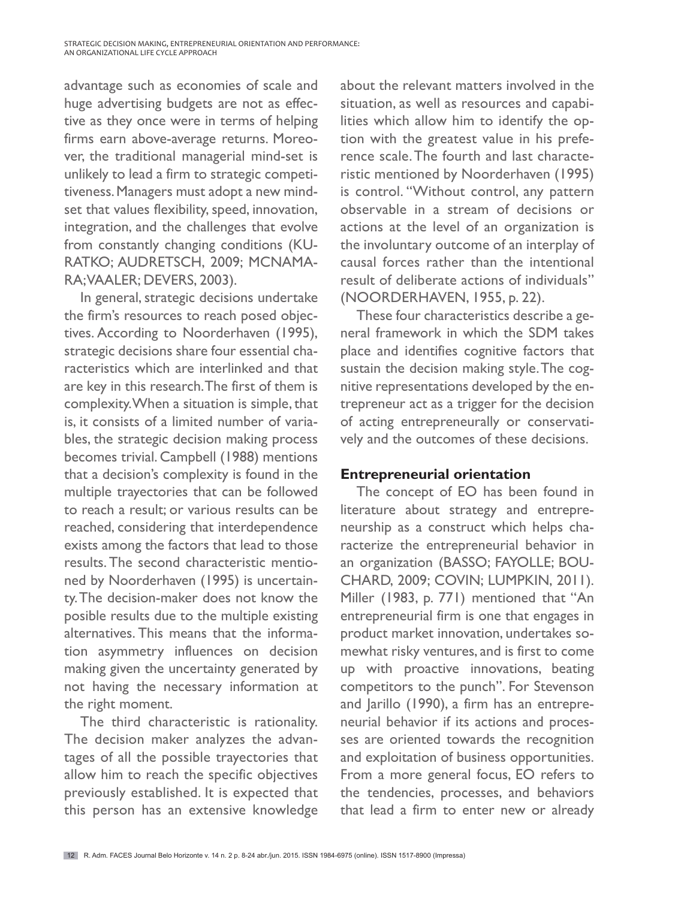advantage such as economies of scale and huge advertising budgets are not as effective as they once were in terms of helping firms earn above-average returns. Moreover, the traditional managerial mind-set is unlikely to lead a firm to strategic competitiveness. Managers must adopt a new mindset that values flexibility, speed, innovation, integration, and the challenges that evolve from constantly changing conditions (KURATKO; AUDRETSCH, 2009; MCNAMARA; VAALER; DEVERS, 2003).

In general, strategic decisions undertake the firm's resources to reach posed objectives. According to Noorderhaven (1995), strategic decisions share four essential characteristics which are interlinked and that are key in this research. The first of them is complexity. When a situation is simple, that is, it consists of a limited number of variables, the strategic decision making process becomes trivial. Campbell (1988) mentions that a decision's complexity is found in the multiple trayectories that can be followed to reach a result; or various results can be reached, considering that interdependence exists among the factors that lead to those results. The second characteristic mentioned by Noorderhaven (1995) is uncertainty. The decision-maker does not know the posible results due to the multiple existing alternatives. This means that the information asymmetry influences on decision making given the uncertainty generated by not having the necessary information at the right moment.

The third characteristic is rationality. The decision maker analyzes the advantages of all the possible trayectories that allow him to reach the specific objectives previously established. It is expected that this person has an extensive knowledge about the relevant matters involved in the situation, as well as resources and capabilities which allow him to identify the option with the greatest value in his preference scale. The fourth and last characteristic mentioned by Noorderhaven (1995) is control. "Without control, any pattern observable in a stream of decisions or actions at the level of an organization is the involuntary outcome of an interplay of causal forces rather than the intentional result of deliberate actions of individuals" (NOORDERHAVEN, 1955, p. 22).

These four characteristics describe a general framework in which the SDM takes place and identifies cognitive factors that sustain the decision making style. The cognitive representations developed by the entrepreneur act as a trigger for the decision of acting entrepreneurally or conservatively and the outcomes of these decisions.

## Entrepreneurial orientation

The concept of EO has been found in literature about strategy and entrepreneurship as a construct which helps characterize the entrepreneurial behavior in an organization (BASSO; FAYOLLE; BOUCHARD, 2009; COVIN; LUMPKIN, 2011). Miller (1983, p. 771) mentioned that "An entrepreneurial firm is one that engages in product market innovation, undertakes somewhat risky ventures, and is first to come up with proactive innovations, beating competitors to the punch". For Stevenson and Jarillo (1990), a firm has an entrepreneurial behavior if its actions and processes are oriented towards the recognition and exploitation of business opportunities. From a more general focus, EO refers to the tendencies, processes, and behaviors that lead a firm to enter new or already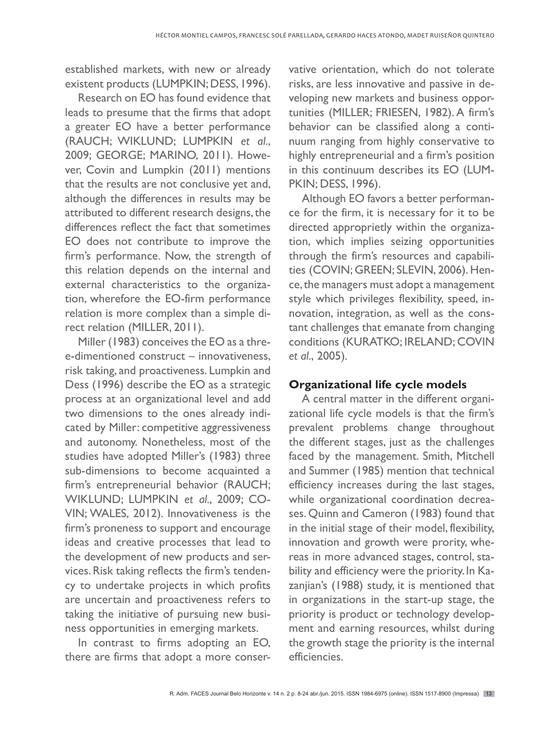established markets, with new or already existent products (LUMPKIN; DESS, 1996).

Research on EO has found evidence that leads to presume that the firms that adopt a greater EO have a better performance (RAUCH; WIKLUND; LUMPKIN *et al.*, 2009; GEORGE; MARINO, 2011). However, Covin and Lumpkin (2011) mentions that the results are not conclusive yet and, although the differences in results may be attributed to different research designs, the differences reflect the fact that sometimes EO does not contribute to improve the firm's performance. Now, the strength of this relation depends on the internal and external characteristics to the organization, wherefore the EO-firm performance relation is more complex than a simple direct relation (MILLER, 2011).

Miller (1983) conceives the EO as a three-dimentioned construct – innovativeness, risk taking, and proactiveness. Lumpkin and Dess (1996) describe the EO as a strategic process at an organizational level and add two dimensions to the ones already indicated by Miller: competitive aggressiveness and autonomy. Nonetheless, most of the studies have adopted Miller's (1983) three sub-dimensions to become acquainted a firm's entrepreneurial behavior (RAUCH; WIKLUND; LUMPKIN *et al.*, 2009; COVIN; WALES, 2012). Innovativeness is the firm's proneness to support and encourage ideas and creative processes that lead to the development of new products and services. Risk taking reflects the firm's tendency to undertake projects in which profits are uncertain and proactiveness refers to taking the initiative of pursuing new business opportunities in emerging markets.

In contrast to firms adopting an EO, there are firms that adopt a more conservative orientation, which do not tolerate risks, are less innovative and passive in developing new markets and business opportunities (MILLER; FRIESEN, 1982). A firm's behavior can be classified along a continuum ranging from highly conservative to highly entrepreneurial and a firm's position in this continuum describes its EO (LUMPKIN; DESS, 1996).

Although EO favors a better performance for the firm, it is necessary for it to be directed appropriet ly within the organization, which implies seizing opportunities through the firm's resources and capabilities (COVIN; GREEN; SLEVIN, 2006). Hence, the managers must adopt a management style which privileges flexibility, speed, innovation, integration, as well as the constant challenges that emanate from changing conditions (KURATKO; IRELAND; COVIN *et al.*, 2005).

## Organizational life cycle models

A central matter in the different organizational life cycle models is that the firm's prevalent problems change throughout the different stages, just as the challenges faced by the management. Smith, Mitchell and Summer (1985) mention that technical efficiency increases during the last stages, while organizational coordination decreases. Quinn and Cameron (1983) found that in the initial stage of their model, flexibility, innovation and growth were prority, whereas in more advanced stages, control, stability and efficiency were the priority. In Kazanjian's (1988) study, it is mentioned that in organizations in the start-up stage, the priority is product or technology development and earning resources, whilst during the growth stage the priority is the internal efficiencies.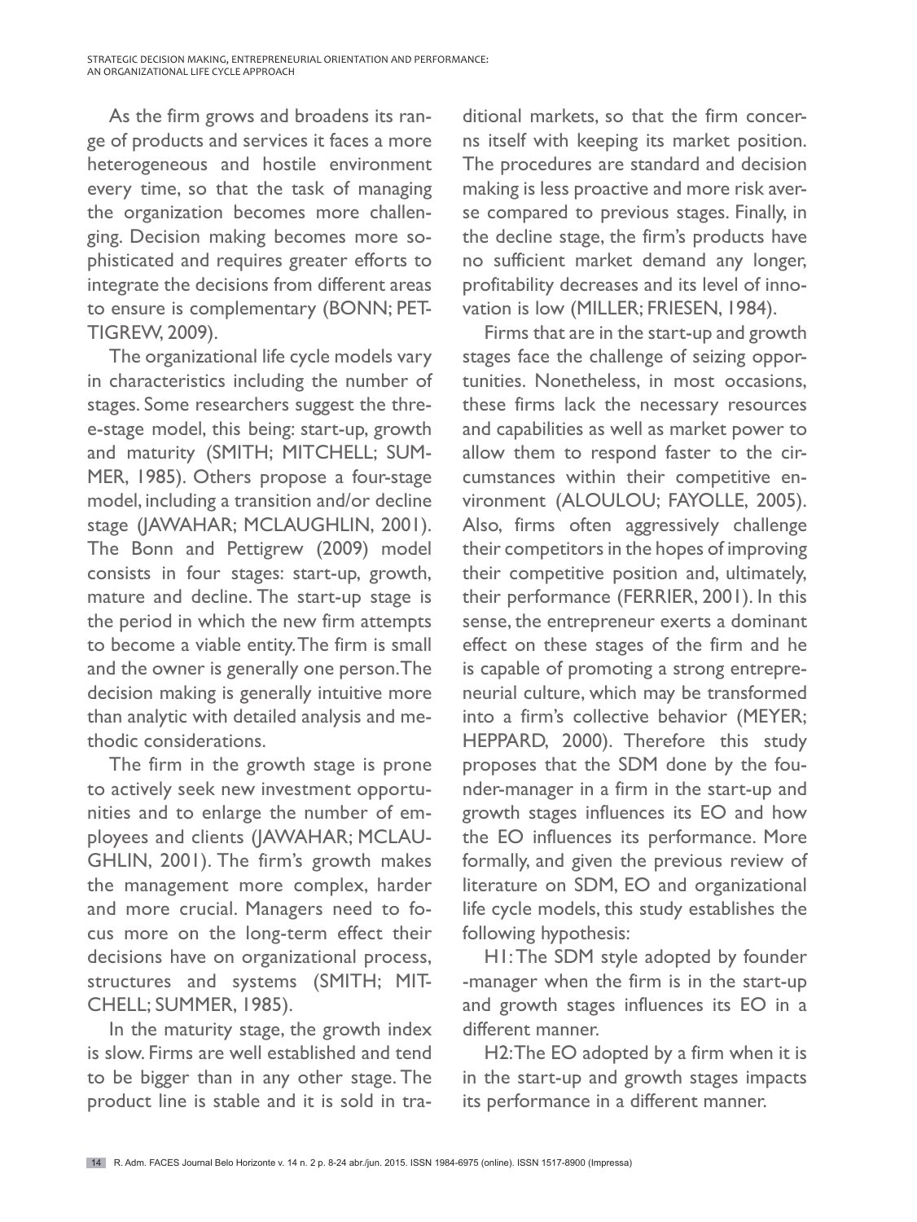As the firm grows and broadens its range of products and services it faces a more heterogeneous and hostile environment every time, so that the task of managing the organization becomes more challenging. Decision making becomes more sophisticated and requires greater efforts to integrate the decisions from different areas to ensure is complementary (BONN; PETTIGREW, 2009).

The organizational life cycle models vary in characteristics including the number of stages. Some researchers suggest the three-stage model, this being: start-up, growth and maturity (SMITH; MITCHELL; SUMMER, 1985). Others propose a four-stage model, including a transition and/or decline stage (JAWAHAR; MCLAUGHLIN, 2001). The Bonn and Pettigrew (2009) model consists in four stages: start-up, growth, mature and decline. The start-up stage is the period in which the new firm attempts to become a viable entity. The firm is small and the owner is generally one person. The decision making is generally intuitive more than analytic with detailed analysis and methodic considerations.

The firm in the growth stage is prone to actively seek new investment opportunities and to enlarge the number of employees and clients (JAWAHAR; MCLAUGHLIN, 2001). The firm's growth makes the management more complex, harder and more crucial. Managers need to focus more on the long-term effect their decisions have on organizational process, structures and systems (SMITH; MITCHELL; SUMMER, 1985).

In the maturity stage, the growth index is slow. Firms are well established and tend to be bigger than in any other stage. The product line is stable and it is sold in traditional markets, so that the firm concerns itself with keeping its market position. The procedures are standard and decision making is less proactive and more risk averse compared to previous stages. Finally, in the decline stage, the firm's products have no sufficient market demand any longer, profitability decreases and its level of innovation is low (MILLER; FRIESEN, 1984).

Firms that are in the start-up and growth stages face the challenge of seizing opportunities. Nonetheless, in most occasions, these firms lack the necessary resources and capabilities as well as market power to allow them to respond faster to the circumstances within their competitive environment (ALOULOU; FAYOLLE, 2005). Also, firms often aggressively challenge their competitors in the hopes of improving their competitive position and, ultimately, their performance (FERRIER, 2001). In this sense, the entrepreneur exerts a dominant effect on these stages of the firm and he is capable of promoting a strong entrepreneurial culture, which may be transformed into a firm's collective behavior (MEYER; HEPPARD, 2000). Therefore this study proposes that the SDM done by the founder-manager in a firm in the start-up and growth stages influences its EO and how the EO influences its performance. More formally, and given the previous review of literature on SDM, EO and organizational life cycle models, this study establishes the following hypothesis:

H1: The SDM style adopted by founder-manager when the firm is in the start-up and growth stages influences its EO in a different manner.

H2: The EO adopted by a firm when it is in the start-up and growth stages impacts its performance in a different manner.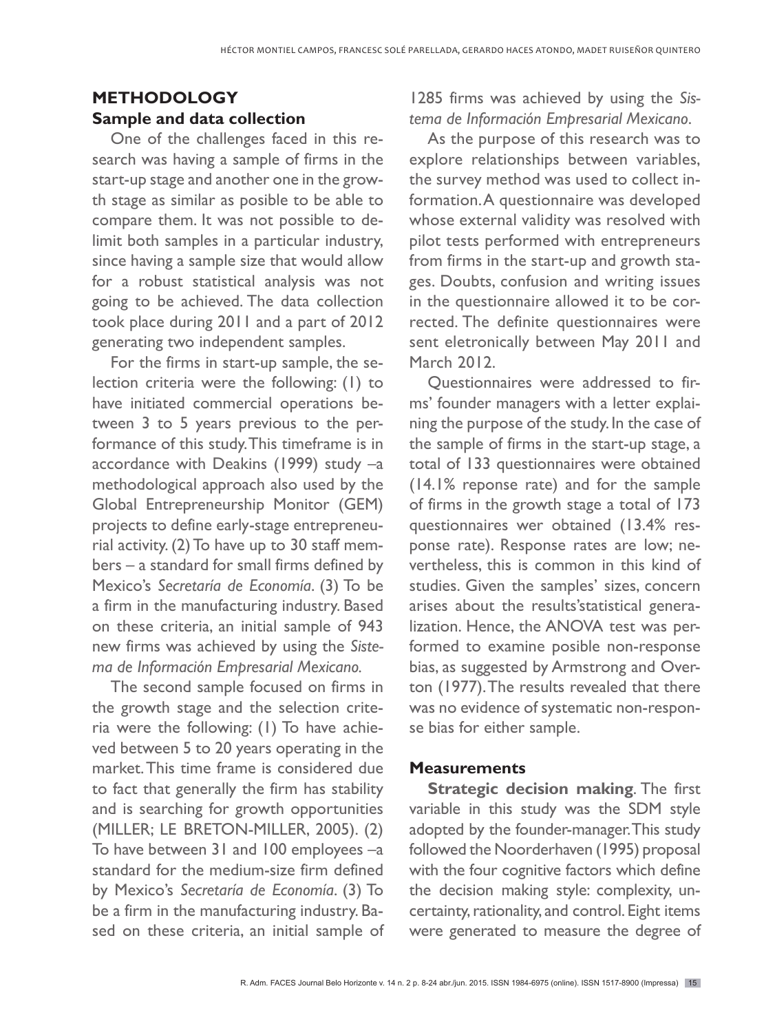## METHODOLOGY

### Sample and data collection

One of the challenges faced in this research was having a sample of firms in the start-up stage and another one in the growth stage as similar as posible to be able to compare them. It was not possible to delimit both samples in a particular industry, since having a sample size that would allow for a robust statistical analysis was not going to be achieved. The data collection took place during 2011 and a part of 2012 generating two independent samples.

For the firms in start-up sample, the selection criteria were the following: (1) to have initiated commercial operations between 3 to 5 years previous to the performance of this study. This timeframe is in accordance with Deakins (1999) study –a methodological approach also used by the Global Entrepreneurship Monitor (GEM) projects to define early-stage entrepreneurial activity. (2) To have up to 30 staff members – a standard for small firms defined by Mexico's *Secretaría de Economía*. (3) To be a firm in the manufacturing industry. Based on these criteria, an initial sample of 943 new firms was achieved by using the *Sistema de Información Empresarial Mexicano.*

The second sample focused on firms in the growth stage and the selection criteria were the following: (1) To have achieved between 5 to 20 years operating in the market. This time frame is considered due to fact that generally the firm has stability and is searching for growth opportunities (MILLER; LE BRETON-MILLER, 2005). (2) To have between 31 and 100 employees –a standard for the medium-size firm defined by Mexico's *Secretaría de Economía*. (3) To be a firm in the manufacturing industry. Based on these criteria, an initial sample of 1285 firms was achieved by using the *Sistema de Información Empresarial Mexicano*.

As the purpose of this research was to explore relationships between variables, the survey method was used to collect information. A questionnaire was developed whose external validity was resolved with pilot tests performed with entrepreneurs from firms in the start-up and growth stages. Doubts, confusion and writing issues in the questionnaire allowed it to be corrected. The definite questionnaires were sent eletronically between May 2011 and March 2012.

Questionnaires were addressed to firms' founder managers with a letter explaining the purpose of the study. In the case of the sample of firms in the start-up stage, a total of 133 questionnaires were obtained (14.1% reponse rate) and for the sample of firms in the growth stage a total of 173 questionnaires wer obtained (13.4% response rate). Response rates are low; nevertheless, this is common in this kind of studies. Given the samples' sizes, concern arises about the results'statistical generalization. Hence, the ANOVA test was performed to examine posible non-response bias, as suggested by Armstrong and Overton (1977). The results revealed that there was no evidence of systematic non-response bias for either sample.

### Measurements

**Strategic decision making**. The first variable in this study was the SDM style adopted by the founder-manager. This study followed the Noorderhaven (1995) proposal with the four cognitive factors which define the decision making style: complexity, uncertainty, rationality, and control. Eight items were generated to measure the degree of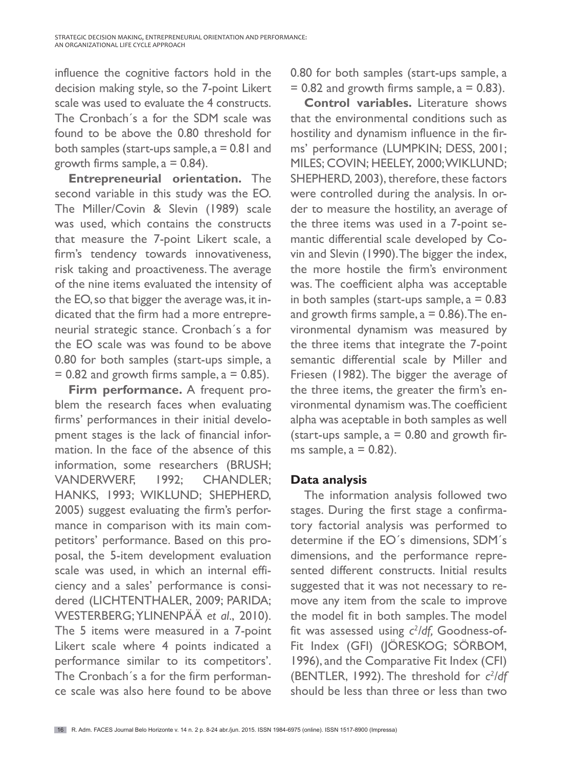influence the cognitive factors hold in the decision making style, so the 7-point Likert scale was used to evaluate the 4 constructs. The Cronbach´s a for the SDM scale was found to be above the 0.80 threshold for both samples (start-ups sample, a = 0.81 and growth firms sample, a = 0.84).

**Entrepreneurial orientation.** The second variable in this study was the EO. The Miller/Covin & Slevin (1989) scale was used, which contains the constructs that measure the 7-point Likert scale, a firm's tendency towards innovativeness, risk taking and proactiveness. The average of the nine items evaluated the intensity of the EO, so that bigger the average was, it indicated that the firm had a more entrepreneurial strategic stance. Cronbach´s a for the EO scale was was found to be above 0.80 for both samples (start-ups simple, a = 0.82 and growth firms sample, a = 0.85).

**Firm performance.** A frequent problem the research faces when evaluating firms' performances in their initial development stages is the lack of financial information. In the face of the absence of this information, some researchers (BRUSH; VANDERWERF, 1992; CHANDLER; HANKS, 1993; WIKLUND; SHEPHERD, 2005) suggest evaluating the firm's performance in comparison with its main competitors' performance. Based on this proposal, the 5-item development evaluation scale was used, in which an internal efficiency and a sales' performance is considered (LICHTENTHALER, 2009; PARIDA; WESTERBERG; YLINENPÄÄ *et al*., 2010). The 5 items were measured in a 7-point Likert scale where 4 points indicated a performance similar to its competitors'. The Cronbach´s a for the firm performance scale was also here found to be above 0.80 for both samples (start-ups sample, a = 0.82 and growth firms sample, a = 0.83).

**Control variables.** Literature shows that the environmental conditions such as hostility and dynamism influence in the firms' performance (LUMPKIN; DESS, 2001; MILES; COVIN; HEELEY, 2000; WIKLUND; SHEPHERD, 2003), therefore, these factors were controlled during the analysis. In order to measure the hostility, an average of the three items was used in a 7-point semantic differential scale developed by Covin and Slevin (1990). The bigger the index, the more hostile the firm's environment was. The coefficient alpha was acceptable in both samples (start-ups sample, a = 0.83 and growth firms sample, a = 0.86). The environmental dynamism was measured by the three items that integrate the 7-point semantic differential scale by Miller and Friesen (1982). The bigger the average of the three items, the greater the firm's environmental dynamism was. The coefficient alpha was aceptable in both samples as well (start-ups sample, a = 0.80 and growth firms sample, a = 0.82).

## Data analysis

The information analysis followed two stages. During the first stage a confirmatory factorial analysis was performed to determine if the EO´s dimensions, SDM´s dimensions, and the performance represented different constructs. Initial results suggested that it was not necessary to remove any item from the scale to improve the model fit in both samples. The model fit was assessed using $c^2/df$, Goodness-of-Fit Index (GFI) (JÖRESKOG; SÖRBOM, 1996), and the Comparative Fit Index (CFI) (BENTLER, 1992). The threshold for $c^2/df$ should be less than three or less than two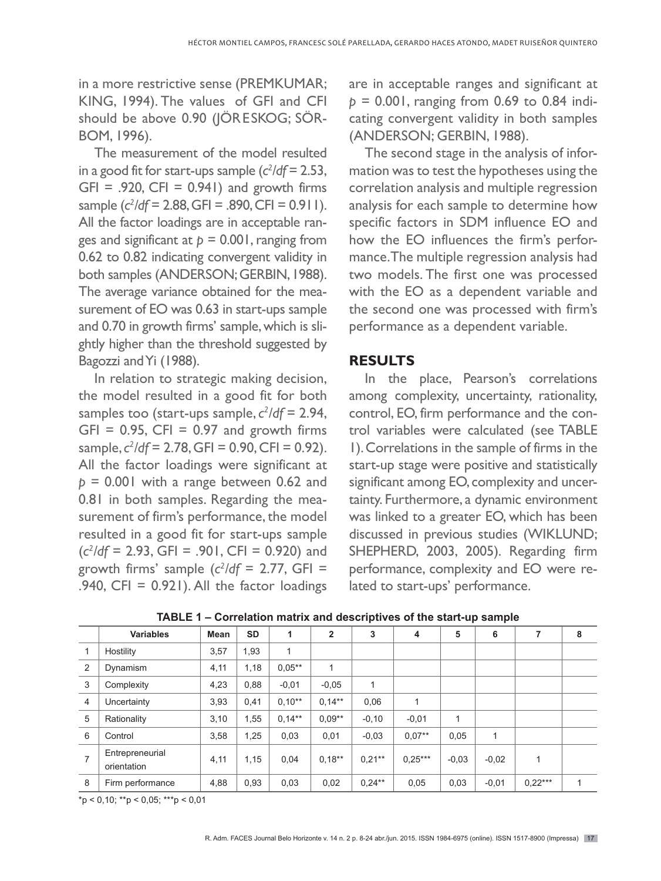in a more restrictive sense (PREMKUMAR; KING, 1994). The values of GFI and CFI should be above 0.90 (JÖRESKOG; SÖRBOM, 1996).

The measurement of the model resulted in a good fit for start-ups sample ($c^2/df$ = 2.53, GFI = .920, CFI = 0.941) and growth firms sample ($c^2/df$ = 2.88, GFI = .890, CFI = 0.911). All the factor loadings are in acceptable ranges and significant at $p$ = 0.001, ranging from 0.62 to 0.82 indicating convergent validity in both samples (ANDERSON; GERBIN, 1988). The average variance obtained for the measurement of EO was 0.63 in start-ups sample and 0.70 in growth firms' sample, which is slightly higher than the threshold suggested by Bagozzi and Yi (1988).

In relation to strategic making decision, the model resulted in a good fit for both samples too (start-ups sample, $c^2/df$ = 2.94, GFI = 0.95, CFI = 0.97 and growth firms sample, $c^2/df$ = 2.78, GFI = 0.90, CFI = 0.92). All the factor loadings were significant at $p$ = 0.001 with a range between 0.62 and 0.81 in both samples. Regarding the measurement of firm's performance, the model resulted in a good fit for start-ups sample ($c^2/df$ = 2.93, GFI = .901, CFI = 0.920) and growth firms' sample ($c^2/df$ = 2.77, GFI = .940, CFI = 0.921). All the factor loadings are in acceptable ranges and significant at $p$ = 0.001, ranging from 0.69 to 0.84 indicating convergent validity in both samples (ANDERSON; GERBIN, 1988).

The second stage in the analysis of information was to test the hypotheses using the correlation analysis and multiple regression analysis for each sample to determine how specific factors in SDM influence EO and how the EO influences the firm's performance. The multiple regression analysis had two models. The first one was processed with the EO as a dependent variable and the second one was processed with firm's performance as a dependent variable.

## RESULTS

In the place, Pearson's correlations among complexity, uncertainty, rationality, control, EO, firm performance and the control variables were calculated (see TABLE 1). Correlations in the sample of firms in the start-up stage were positive and statistically significant among EO, complexity and uncertainty. Furthermore, a dynamic environment was linked to a greater EO, which has been discussed in previous studies (WIKLUND; SHEPHERD, 2003, 2005). Regarding firm performance, complexity and EO were related to start-ups' performance.

**TABLE 1 – Correlation matrix and descriptives of the start-up sample**

| | Variables | Mean | SD | 1 | 2 | 3 | 4 | 5 | 6 | 7 | 8 |
|---|---|---|---|---|---|---|---|---|---|---|---|
| 1 | Hostility | 3,57 | 1,93 | 1 | | | | | | | |
| 2 | Dynamism | 4,11 | 1,18 | 0,05** | 1 | | | | | | |
| 3 | Complexity | 4,23 | 0,88 | -0,01 | -0,05 | 1 | | | | | |
| 4 | Uncertainty | 3,93 | 0,41 | 0,10** | 0,14** | 0,06 | 1 | | | | |
| 5 | Rationality | 3,10 | 1,55 | 0,14** | 0,09** | -0,10 | -0,01 | 1 | | | |
| 6 | Control | 3,58 | 1,25 | 0,03 | 0,01 | -0,03 | 0,07** | 0,05 | 1 | | |
| 7 | Entrepreneurial orientation | 4,11 | 1,15 | 0,04 | 0,18** | 0,21** | 0,25*** | -0,03 | -0,02 | 1 | |
| 8 | Firm performance | 4,88 | 0,93 | 0,03 | 0,02 | 0,24** | 0,05 | 0,03 | -0,01 | 0,22*** | 1 |

*p < 0,10; **p < 0,05; ***p < 0,01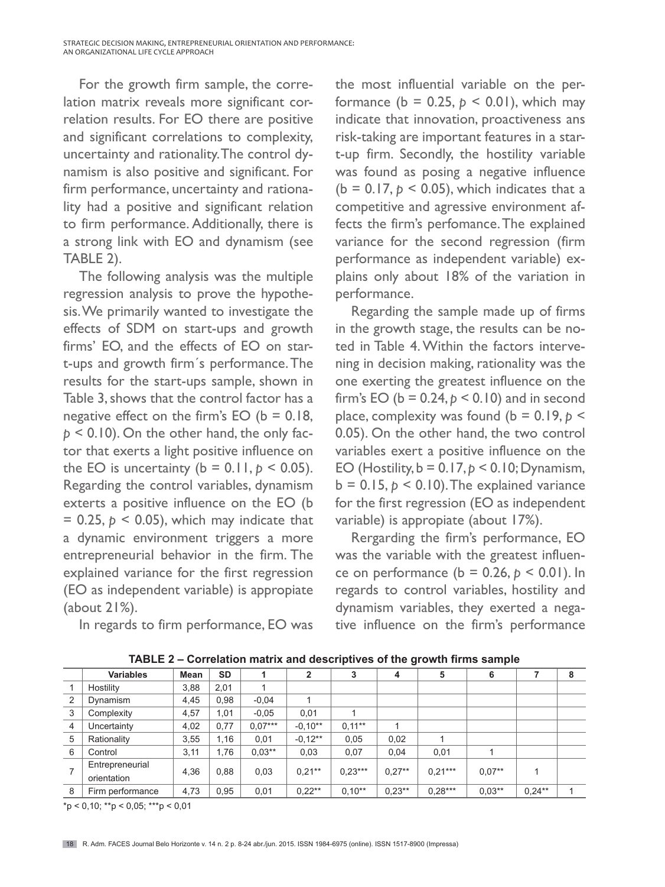For the growth firm sample, the correlation matrix reveals more significant correlation results. For EO there are positive and significant correlations to complexity, uncertainty and rationality. The control dynamism is also positive and significant. For firm performance, uncertainty and rationality had a positive and significant relation to firm performance. Additionally, there is a strong link with EO and dynamism (see TABLE 2).

The following analysis was the multiple regression analysis to prove the hypothesis. We primarily wanted to investigate the effects of SDM on start-ups and growth firms' EO, and the effects of EO on start-ups and growth firm´s performance. The results for the start-ups sample, shown in Table 3, shows that the control factor has a negative effect on the firm's EO (b = 0.18, $p < 0.10$). On the other hand, the only factor that exerts a light positive influence on the EO is uncertainty (b = 0.11, $p < 0.05$). Regarding the control variables, dynamism exterts a positive influence on the EO (b = 0.25, $p < 0.05$), which may indicate that a dynamic environment triggers a more entrepreneurial behavior in the firm. The explained variance for the first regression (EO as independent variable) is appropiate (about 21%).

In regards to firm performance, EO was the most influential variable on the performance (b = 0.25, $p < 0.01$), which may indicate that innovation, proactiveness ans risk-taking are important features in a start-up firm. Secondly, the hostility variable was found as posing a negative influence (b = 0.17, $p < 0.05$), which indicates that a competitive and agressive environment affects the firm's perfomance. The explained variance for the second regression (firm performance as independent variable) explains only about 18% of the variation in performance.

Regarding the sample made up of firms in the growth stage, the results can be noted in Table 4. Within the factors intervening in decision making, rationality was the one exerting the greatest influence on the firm's EO (b = 0.24, $p < 0.10$) and in second place, complexity was found (b = 0.19, $p < 0.05$). On the other hand, the two control variables exert a positive influence on the EO (Hostility, b = 0.17, $p < 0.10$; Dynamism, b = 0.15, $p < 0.10$). The explained variance for the first regression (EO as independent variable) is appropiate (about 17%).

Rergarding the firm's performance, EO was the variable with the greatest influence on performance (b = 0.26, $p < 0.01$). In regards to control variables, hostility and dynamism variables, they exerted a negative influence on the firm's performance

**TABLE 2 – Correlation matrix and descriptives of the growth firms sample**

| | Variables | Mean | SD | 1 | 2 | 3 | 4 | 5 | 6 | 7 | 8 |
|---|---|---|---|---|---|---|---|---|---|---|---|
| 1 | Hostility | 3,88 | 2,01 | 1 | | | | | | | |
| 2 | Dynamism | 4,45 | 0,98 | -0,04 | 1 | | | | | | |
| 3 | Complexity | 4,57 | 1,01 | -0,05 | 0,01 | 1 | | | | | |
| 4 | Uncertainty | 4,02 | 0,77 | 0,07*** | -0,10** | 0,11** | 1 | | | | |
| 5 | Rationality | 3,55 | 1,16 | 0,01 | -0,12** | 0,05 | 0,02 | 1 | | | |
| 6 | Control | 3,11 | 1,76 | 0,03** | 0,03 | 0,07 | 0,04 | 0,01 | 1 | | |
| 7 | Entrepreneurial orientation | 4,36 | 0,88 | 0,03 | 0,21** | 0,23*** | 0,27** | 0,21*** | 0,07** | 1 | |
| 8 | Firm performance | 4,73 | 0,95 | 0,01 | 0,22** | 0,10** | 0,23** | 0,28*** | 0,03** | 0,24** | 1 |

*p < 0,10; **p < 0,05; ***p < 0,01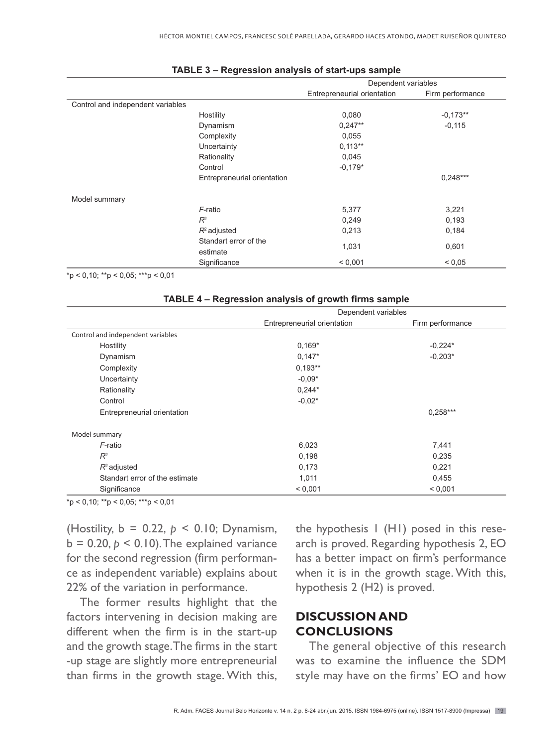**TABLE 3 – Regression analysis of start-ups sample**

| | | Dependent variables | |
|---|---|---|---|
| | | Entrepreneurial orientation | Firm performance |
| Control and independent variables | | | |
| | Hostility | 0,080 | -0,173** |
| | Dynamism | 0,247** | -0,115 |
| | Complexity | 0,055 | |
| | Uncertainty | 0,113** | |
| | Rationality | 0,045 | |
| | Control | -0,179* | |
| | Entrepreneurial orientation | | 0,248*** |
| Model summary | | | |
| | *F*-ratio | 5,377 | 3,221 |
| | $R^2$ | 0,249 | 0,193 |
| | $R^2$ adjusted | 0,213 | 0,184 |
| | Standart error of the estimate | 1,031 | 0,601 |
| | Significance | < 0,001 | < 0,05 |

*p < 0,10; **p < 0,05; ***p < 0,01

**TABLE 4 – Regression analysis of growth firms sample**

| | Dependent variables | |
|---|---|---|
| | Entrepreneurial orientation | Firm performance |
| Control and independent variables | | |
| Hostility | 0,169* | -0,224* |
| Dynamism | 0,147* | -0,203* |
| Complexity | 0,193** | |
| Uncertainty | -0,09* | |
| Rationality | 0,244* | |
| Control | -0,02* | |
| Entrepreneurial orientation | | 0,258*** |
| Model summary | | |
| *F*-ratio | 6,023 | 7,441 |
| $R^2$ | 0,198 | 0,235 |
| $R^2$ adjusted | 0,173 | 0,221 |
| Standart error of the estimate | 1,011 | 0,455 |
| Significance | < 0,001 | < 0,001 |

*p < 0,10; **p < 0,05; ***p < 0,01

(Hostility, b = 0.22, $p < 0.10$; Dynamism, b = 0.20, $p < 0.10$). The explained variance for the second regression (firm performance as independent variable) explains about 22% of the variation in performance.

The former results highlight that the factors intervening in decision making are different when the firm is in the start-up and the growth stage. The firms in the start-up stage are slightly more entrepreneurial than firms in the growth stage. With this, the hypothesis 1 (H1) posed in this research is proved. Regarding hypothesis 2, EO has a better impact on firm's performance when it is in the growth stage. With this, hypothesis 2 (H2) is proved.

## DISCUSSION AND CONCLUSIONS

The general objective of this research was to examine the influence the SDM style may have on the firms' EO and how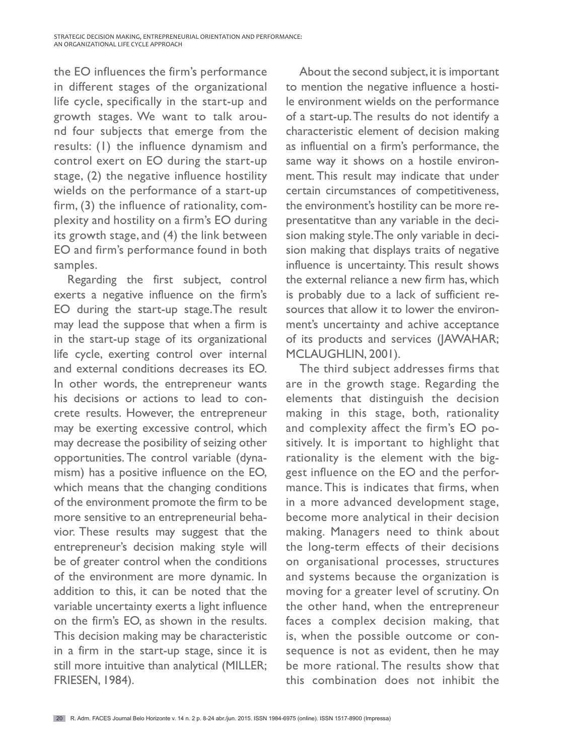the EO influences the firm's performance in different stages of the organizational life cycle, specifically in the start-up and growth stages. We want to talk around four subjects that emerge from the results: (1) the influence dynamism and control exert on EO during the start-up stage, (2) the negative influence hostility wields on the performance of a start-up firm, (3) the influence of rationality, complexity and hostility on a firm's EO during its growth stage, and (4) the link between EO and firm's performance found in both samples.

Regarding the first subject, control exerts a negative influence on the firm's EO during the start-up stage. The result may lead the suppose that when a firm is in the start-up stage of its organizational life cycle, exerting control over internal and external conditions decreases its EO. In other words, the entrepreneur wants his decisions or actions to lead to concrete results. However, the entrepreneur may be exerting excessive control, which may decrease the posibility of seizing other opportunities. The control variable (dynamism) has a positive influence on the EO, which means that the changing conditions of the environment promote the firm to be more sensitive to an entrepreneurial behavior. These results may suggest that the entrepreneur's decision making style will be of greater control when the conditions of the environment are more dynamic. In addition to this, it can be noted that the variable uncertainty exerts a light influence on the firm's EO, as shown in the results. This decision making may be characteristic in a firm in the start-up stage, since it is still more intuitive than analytical (MILLER; FRIESEN, 1984).

About the second subject, it is important to mention the negative influence a hostile environment wields on the performance of a start-up. The results do not identify a characteristic element of decision making as influential on a firm's performance, the same way it shows on a hostile environment. This result may indicate that under certain circumstances of competitiveness, the environment's hostility can be more representatitve than any variable in the decision making style. The only variable in decision making that displays traits of negative influence is uncertainty. This result shows the external reliance a new firm has, which is probably due to a lack of sufficient resources that allow it to lower the environment's uncertainty and achive acceptance of its products and services (JAWAHAR; MCLAUGHLIN, 2001).

The third subject addresses firms that are in the growth stage. Regarding the elements that distinguish the decision making in this stage, both, rationality and complexity affect the firm's EO positively. It is important to highlight that rationality is the element with the biggest influence on the EO and the performance. This is indicates that firms, when in a more advanced development stage, become more analytical in their decision making. Managers need to think about the long-term effects of their decisions on organisational processes, structures and systems because the organization is moving for a greater level of scrutiny. On the other hand, when the entrepreneur faces a complex decision making, that is, when the possible outcome or consequence is not as evident, then he may be more rational. The results show that this combination does not inhibit the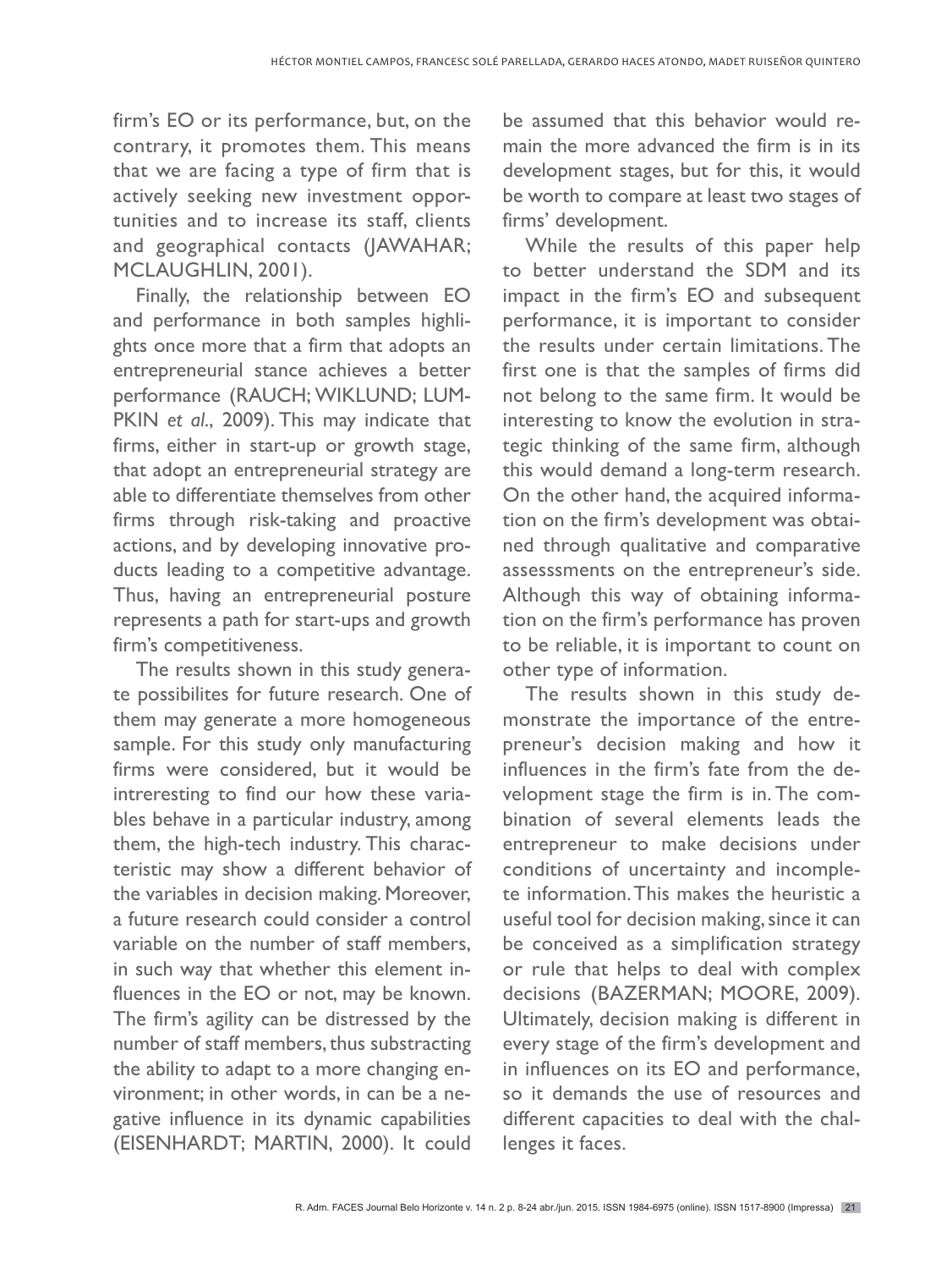firm's EO or its performance, but, on the contrary, it promotes them. This means that we are facing a type of firm that is actively seeking new investment opportunities and to increase its staff, clients and geographical contacts (JAWAHAR; MCLAUGHLIN, 2001).

Finally, the relationship between EO and performance in both samples highlights once more that a firm that adopts an entrepreneurial stance achieves a better performance (RAUCH; WIKLUND; LUMPKIN *et al*., 2009). This may indicate that firms, either in start-up or growth stage, that adopt an entrepreneurial strategy are able to differentiate themselves from other firms through risk-taking and proactive actions, and by developing innovative products leading to a competitive advantage. Thus, having an entrepreneurial posture represents a path for start-ups and growth firm's competitiveness.

The results shown in this study generate possibilites for future research. One of them may generate a more homogeneous sample. For this study only manufacturing firms were considered, but it would be intrresting to find our how these variables behave in a particular industry, among them, the high-tech industry. This characteristic may show a different behavior of the variables in decision making. Moreover, a future research could consider a control variable on the number of staff members, in such way that whether this element influences in the EO or not, may be known. The firm's agility can be distressed by the number of staff members, thus substracting the ability to adapt to a more changing environment; in other words, in can be a negative influence in its dynamic capabilities (EISENHARDT; MARTIN, 2000). It could be assumed that this behavior would remain the more advanced the firm is in its development stages, but for this, it would be worth to compare at least two stages of firms' development.

While the results of this paper help to better understand the SDM and its impact in the firm's EO and subsequent performance, it is important to consider the results under certain limitations. The first one is that the samples of firms did not belong to the same firm. It would be interesting to know the evolution in strategic thinking of the same firm, although this would demand a long-term research. On the other hand, the acquired information on the firm's development was obtained through qualitative and comparative assesssments on the entrepreneur's side. Although this way of obtaining information on the firm's performance has proven to be reliable, it is important to count on other type of information.

The results shown in this study demonstrate the importance of the entrepreneur's decision making and how it influences in the firm's fate from the development stage the firm is in. The combination of several elements leads the entrepreneur to make decisions under conditions of uncertainty and incomplete information. This makes the heuristic a useful tool for decision making, since it can be conceived as a simplification strategy or rule that helps to deal with complex decisions (BAZERMAN; MOORE, 2009). Ultimately, decision making is different in every stage of the firm's development and in influences on its EO and performance, so it demands the use of resources and different capacities to deal with the challenges it faces.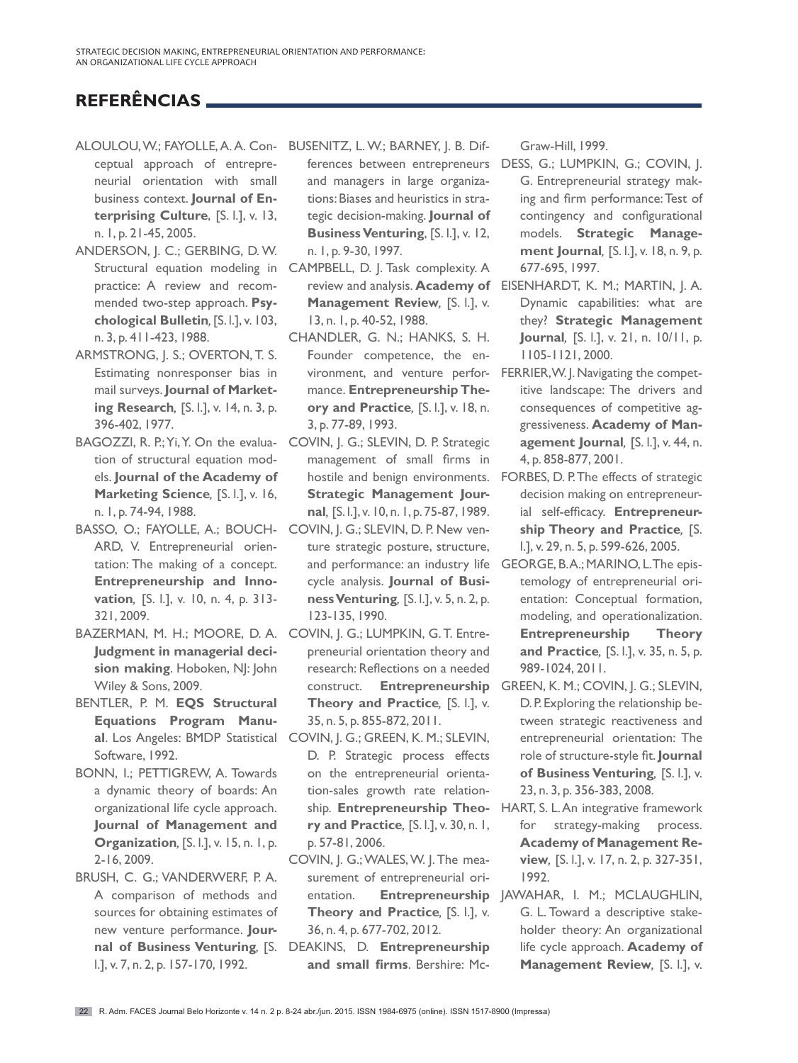## REFERÊNCIAS

ALOULOU, W.; FAYOLLE, A. A. Conceptual approach of entrepreneurial orientation with small business context. **Journal of Enterprising Culture**, [S. l.], v. 13, n. 1, p. 21-45, 2005.

ANDERSON, J. C.; GERBING, D. W. Structural equation modeling in practice: A review and recommended two-step approach. **Psychological Bulletin**, [S. l.], v. 103, n. 3, p. 411-423, 1988.

ARMSTRONG, J. S.; OVERTON, T. S. Estimating nonresponser bias in mail surveys. **Journal of Marketing Research**, [S. l.], v. 14, n. 3, p. 396-402, 1977.

BAGOZZI, R. P.; Yi, Y. On the evaluation of structural equation models. **Journal of the Academy of Marketing Science**, [S. l.], v. 16, n. 1, p. 74-94, 1988.

BASSO, O.; FAYOLLE, A.; BOUCHARD, V. Entrepreneurial orientation: The making of a concept. **Entrepreneurship and Innovation**, [S. l.], v. 10, n. 4, p. 313-321, 2009.

BAZERMAN, M. H.; MOORE, D. A. **Judgment in managerial decision making**. Hoboken, NJ: John Wiley & Sons, 2009.

BENTLER, P. M. **EQS Structural Equations Program Manual**. Los Angeles: BMDP Statistical Software, 1992.

BONN, I.; PETTIGREW, A. Towards a dynamic theory of boards: An organizational life cycle approach. **Journal of Management and Organization**, [S. l.], v. 15, n. 1, p. 2-16, 2009.

BRUSH, C. G.; VANDERWERF, P. A. A comparison of methods and sources for obtaining estimates of new venture performance. **Journal of Business Venturing**, [S. l.], v. 7, n. 2, p. 157-170, 1992.

BUSENITZ, L. W.; BARNEY, J. B. Differences between entrepreneurs and managers in large organizations: Biases and heuristics in strategic decision-making. **Journal of Business Venturing**, [S. l.], v. 12, n. 1, p. 9-30, 1997.

CAMPBELL, D. J. Task complexity. A review and analysis. **Academy of Management Review**, [S. l.], v. 13, n. 1, p. 40-52, 1988.

CHANDLER, G. N.; HANKS, S. H. Founder competence, the environment, and venture performance. **Entrepreneurship Theory and Practice**, [S. l.], v. 18, n. 3, p. 77-89, 1993.

COVIN, J. G.; SLEVIN, D. P. Strategic management of small firms in hostile and benign environments. **Strategic Management Journal**, [S. l.], v. 10, n. 1, p. 75-87, 1989.

COVIN, J. G.; SLEVIN, D. P. New venture strategic posture, structure, and performance: an industry life cycle analysis. **Journal of Business Venturing**, [S. l.], v. 5, n. 2, p. 123-135, 1990.

COVIN, J. G.; LUMPKIN, G. T. Entrepreneurial orientation theory and research: Reflections on a needed construct. **Entrepreneurship Theory and Practice**, [S. l.], v. 35, n. 5, p. 855-872, 2011.

COVIN, J. G.; GREEN, K. M.; SLEVIN, D. P. Strategic process effects on the entrepreneurial orientation-sales growth rate relationship. **Entrepreneurship Theory and Practice**, [S. l.], v. 30, n. 1, p. 57-81, 2006.

COVIN, J. G.; WALES, W. J. The measurement of entrepreneurial orientation. **Entrepreneurship Theory and Practice**, [S. l.], v. 36, n. 4, p. 677-702, 2012.

DEAKINS, D. **Entrepreneurship and small firms**. Bershire: McGraw-Hill, 1999.

DESS, G.; LUMPKIN, G.; COVIN, J. G. Entrepreneurial strategy making and firm performance: Test of contingency and configurational models. **Strategic Management Journal**, [S. l.], v. 18, n. 9, p. 677-695, 1997.

EISENHARDT, K. M.; MARTIN, J. A. Dynamic capabilities: what are they? **Strategic Management Journal**, [S. l.], v. 21, n. 10/11, p. 1105-1121, 2000.

FERRIER, W. J. Navigating the competitive landscape: The drivers and consequences of competitive aggressiveness. **Academy of Management Journal**, [S. l.], v. 44, n. 4, p. 858-877, 2001.

FORBES, D. P. The effects of strategic decision making on entrepreneurial self-efficacy. **Entrepreneurship Theory and Practice**, [S. l.], v. 29, n. 5, p. 599-626, 2005.

GEORGE, B. A.; MARINO, L. The epistemology of entrepreneurial orientation: Conceptual formation, modeling, and operationalization. **Entrepreneurship Theory and Practice**, [S. l.], v. 35, n. 5, p. 989-1024, 2011.

GREEN, K. M.; COVIN, J. G.; SLEVIN, D. P. Exploring the relationship between strategic reactiveness and entrepreneurial orientation: The role of structure-style fit. **Journal of Business Venturing**, [S. l.], v. 23, n. 3, p. 356-383, 2008.

HART, S. L. An integrative framework for strategy-making process. **Academy of Management Review**, [S. l.], v. 17, n. 2, p. 327-351, 1992.

JAWAHAR, I. M.; MCLAUGHLIN, G. L. Toward a descriptive stakeholder theory: An organizational life cycle approach. **Academy of Management Review**, [S. l.], v.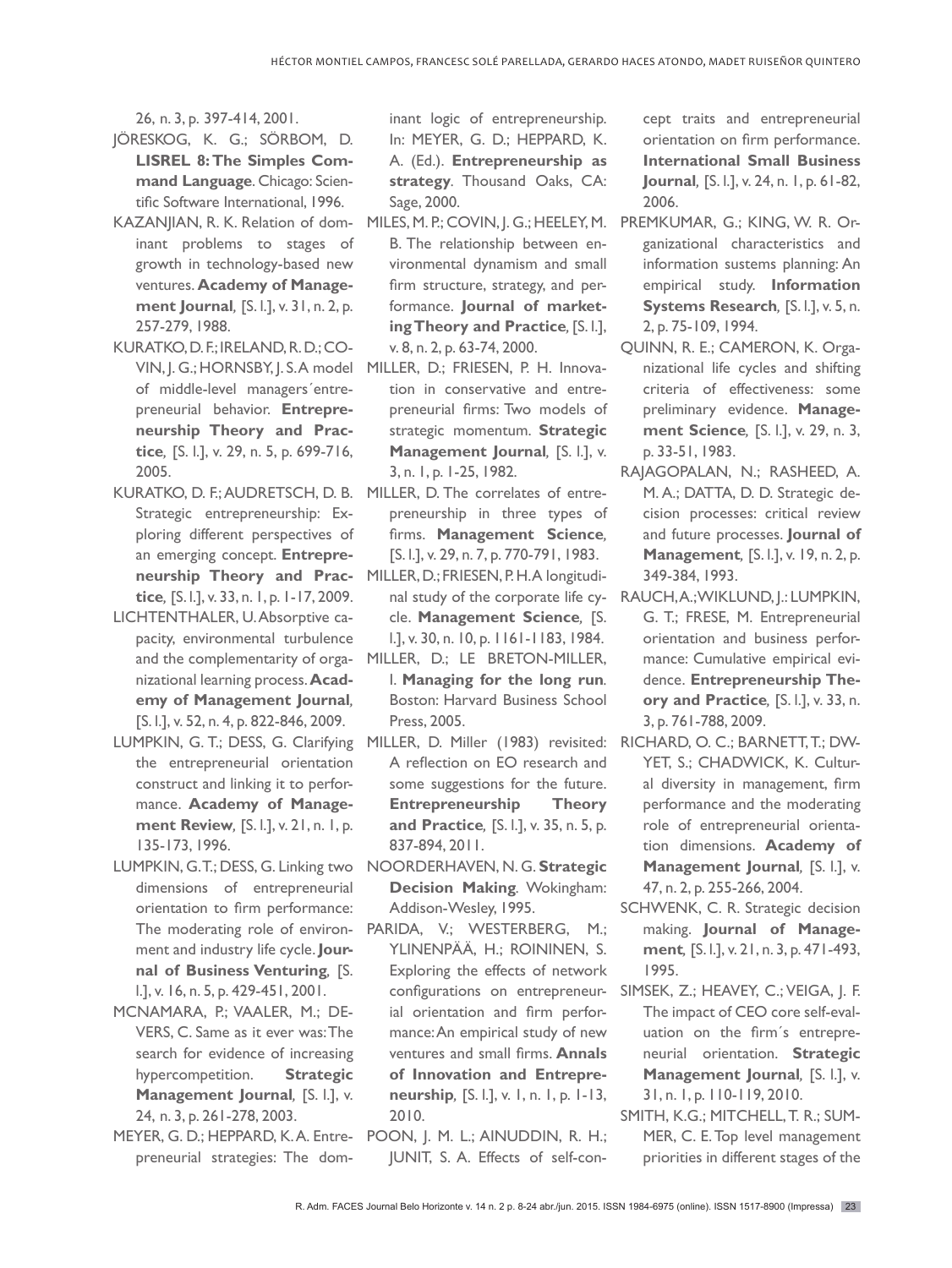26, n. 3, p. 397-414, 2001.

JÖRESKOG, K. G.; SÖRBOM, D. **LISREL 8: The Simples Command Language**. Chicago: Scientific Software International, 1996.

KAZANJIAN, R. K. Relation of dominant problems to stages of growth in technology-based new ventures. **Academy of Management Journal**, [S. l.], v. 31, n. 2, p. 257-279, 1988.

KURATKO, D. F.; IRELAND, R. D.; COVIN, J. G.; HORNSBY, J. S. A model of middle-level managers´entrepreneurial behavior. **Entrepreneurship Theory and Practice**, [S. l.], v. 29, n. 5, p. 699-716, 2005.

KURATKO, D. F.; AUDRETSCH, D. B. Strategic entrepreneurship: Exploring different perspectives of an emerging concept. **Entrepreneurship Theory and Practice**, [S. l.], v. 33, n. 1, p. 1-17, 2009.

LICHTENTHALER, U. Absorptive capacity, environmental turbulence and the complementarity of organizational learning process. **Academy of Management Journal**, [S. l.], v. 52, n. 4, p. 822-846, 2009.

LUMPKIN, G. T.; DESS, G. Clarifying the entrepreneurial orientation construct and linking it to performance. **Academy of Management Review**, [S. l.], v. 21, n. 1, p. 135-173, 1996.

LUMPKIN, G. T.; DESS, G. Linking two dimensions of entrepreneurial orientation to firm performance: The moderating role of environment and industry life cycle. **Journal of Business Venturing**, [S. l.], v. 16, n. 5, p. 429-451, 2001.

MCNAMARA, P.; VAALER, M.; DEVERS, C. Same as it ever was: The search for evidence of increasing hypercompetition. **Strategic Management Journal**, [S. l.], v. 24, n. 3, p. 261-278, 2003.

MEYER, G. D.; HEPPARD, K. A. Entrepreneurial strategies: The dominant logic of entrepreneurship. In: MEYER, G. D.; HEPPARD, K. A. (Ed.). **Entrepreneurship as strategy**. Thousand Oaks, CA: Sage, 2000.

MILES, M. P.; COVIN, J. G.; HEELEY, M. B. The relationship between environmental dynamism and small firm structure, strategy, and performance. **Journal of marketing Theory and Practice**, [S. l.], v. 8, n. 2, p. 63-74, 2000.

MILLER, D.; FRIESEN, P. H. Innovation in conservative and entrepreneurial firms: Two models of strategic momentum. **Strategic Management Journal**, [S. l.], v. 3, n. 1, p. 1-25, 1982.

MILLER, D. The correlates of entrepreneurship in three types of firms. **Management Science**, [S. l.], v. 29, n. 7, p. 770-791, 1983.

MILLER, D.; FRIESEN, P. H. A longitudinal study of the corporate life cycle. **Management Science**, [S. l.], v. 30, n. 10, p. 1161-1183, 1984.

MILLER, D.; LE BRETON-MILLER, I. **Managing for the long run**. Boston: Harvard Business School Press, 2005.

MILLER, D. Miller (1983) revisited: A reflection on EO research and some suggestions for the future. **Entrepreneurship Theory and Practice**, [S. l.], v. 35, n. 5, p. 837-894, 2011.

NOORDERHAVEN, N. G. **Strategic Decision Making**. Wokingham: Addison-Wesley, 1995.

PARIDA, V.; WESTERBERG, M.; YLINENPÄÄ, H.; ROININEN, S. Exploring the effects of network configurations on entrepreneurial orientation and firm performance: An empirical study of new ventures and small firms. **Annals of Innovation and Entrepreneurship**, [S. l.], v. 1, n. 1, p. 1-13, 2010.

POON, J. M. L.; AINUDDIN, R. H.; JUNIT, S. A. Effects of self-concept traits and entrepreneurial orientation on firm performance. **International Small Business Journal**, [S. l.], v. 24, n. 1, p. 61-82, 2006.

PREMKUMAR, G.; KING, W. R. Organizational characteristics and information sustems planning: An empirical study. **Information Systems Research**, [S. l.], v. 5, n. 2, p. 75-109, 1994.

QUINN, R. E.; CAMERON, K. Organizational life cycles and shifting criteria of effectiveness: some preliminary evidence. **Management Science**, [S. l.], v. 29, n. 3, p. 33-51, 1983.

RAJAGOPALAN, N.; RASHEED, A. M. A.; DATTA, D. D. Strategic decision processes: critical review and future processes. **Journal of Management**, [S. l.], v. 19, n. 2, p. 349-384, 1993.

RAUCH, A.; WIKLUND, J.: LUMPKIN, G. T.; FRESE, M. Entrepreneurial orientation and business performance: Cumulative empirical evidence. **Entrepreneurship Theory and Practice**, [S. l.], v. 33, n. 3, p. 761-788, 2009.

RICHARD, O. C.; BARNETT, T.; DWYET, S.; CHADWICK, K. Cultural diversity in management, firm performance and the moderating role of entrepreneurial orientation dimensions. **Academy of Management Journal**, [S. l.], v. 47, n. 2, p. 255-266, 2004.

SCHWENK, C. R. Strategic decision making. **Journal of Management**, [S. l.], v. 21, n. 3, p. 471-493, 1995.

SIMSEK, Z.; HEAVEY, C.; VEIGA, J. F. The impact of CEO core self-evaluation on the firm´s entrepreneurial orientation. **Strategic Management Journal**, [S. l.], v. 31, n. 1, p. 110-119, 2010.

SMITH, K.G.; MITCHELL, T. R.; SUMMER, C. E. Top level management priorities in different stages of the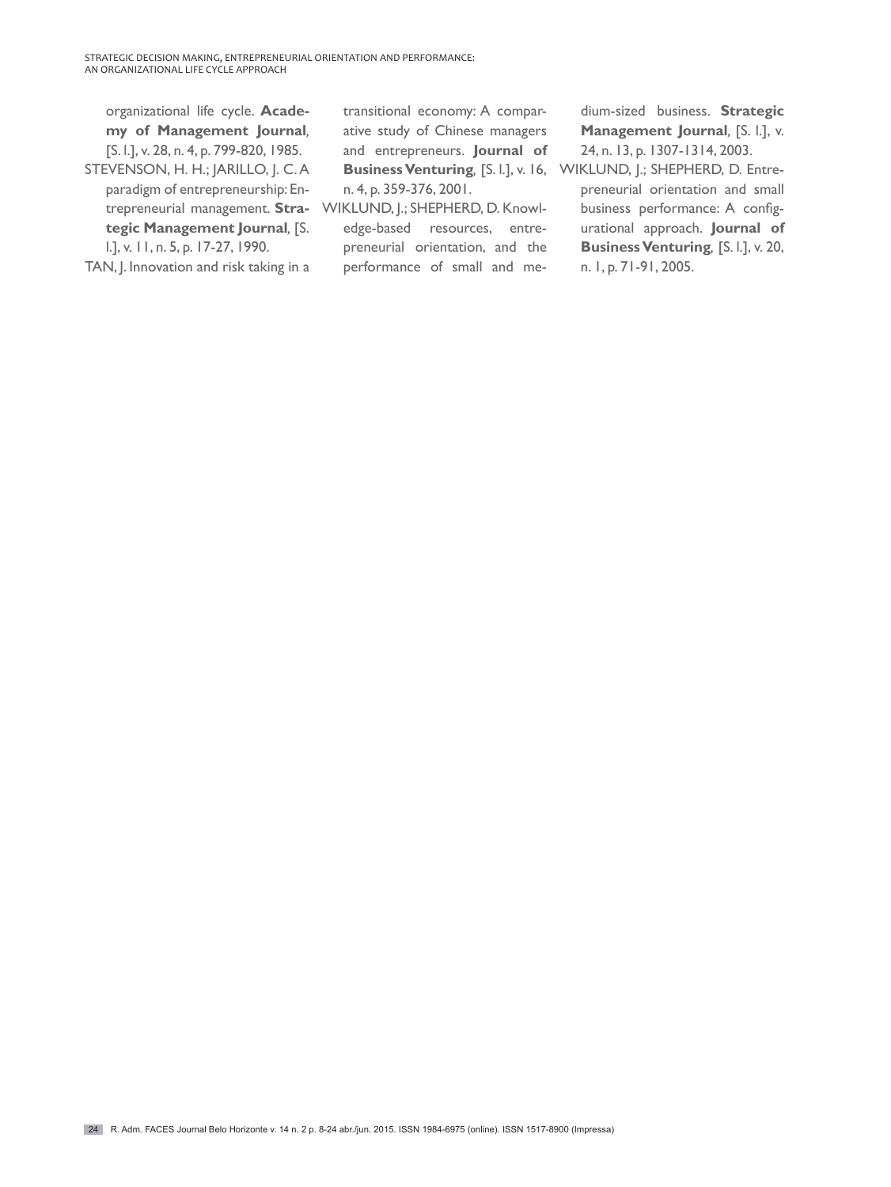organizational life cycle. **Academy of Management Journal**, [S. l.], v. 28, n. 4, p. 799-820, 1985.

STEVENSON, H. H.; JARILLO, J. C. A paradigm of entrepreneurship: Entrepreneurial management. **Strategic Management Journal**, [S. l.], v. 11, n. 5, p. 17-27, 1990.

TAN, J. Innovation and risk taking in a transitional economy: A comparative study of Chinese managers and entrepreneurs. **Journal of Business Venturing**, [S. l.], v. 16, n. 4, p. 359-376, 2001.

WIKLUND, J.; SHEPHERD, D. Knowledge-based resources, entrepreneurial orientation, and the performance of small and medium-sized business. **Strategic Management Journal**, [S. l.], v. 24, n. 13, p. 1307-1314, 2003.

WIKLUND, J.; SHEPHERD, D. Entrepreneurial orientation and small business performance: A configurational approach. **Journal of Business Venturing**, [S. l.], v. 20, n. 1, p. 71-91, 2005.